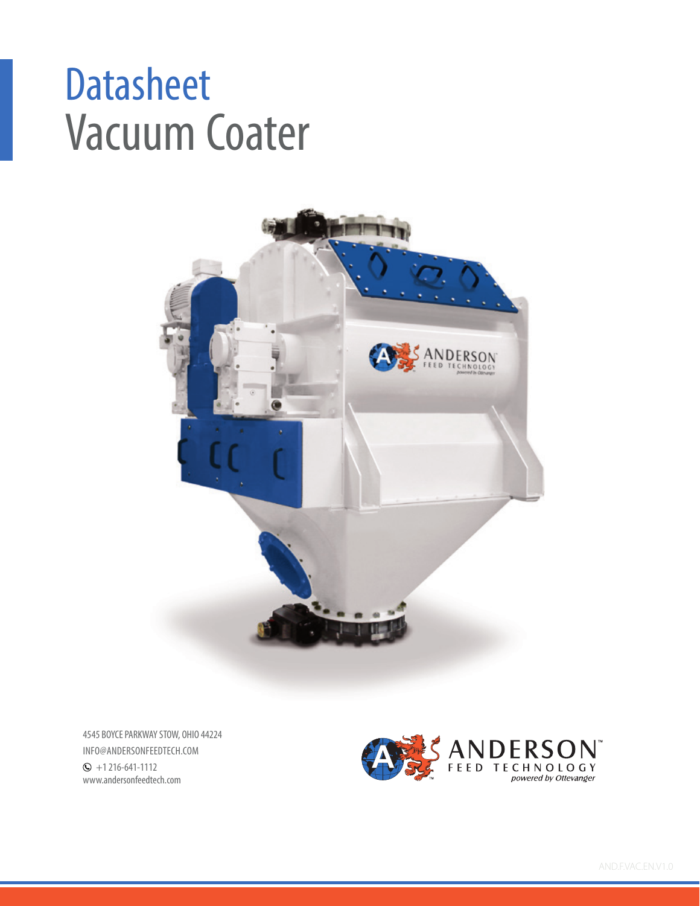# Datasheet
# Vacuum Coater

4545 BOYCE PARKWAY STOW, OHIO 44224
INFO@ANDERSONFEEDTECH.COM
+1 216-641-1112
www.andersonfeedtech.com

ANDERSON™ FEED TECHNOLOGY *powered by Ottevanger*

AND.F.VAC.EN.V1.0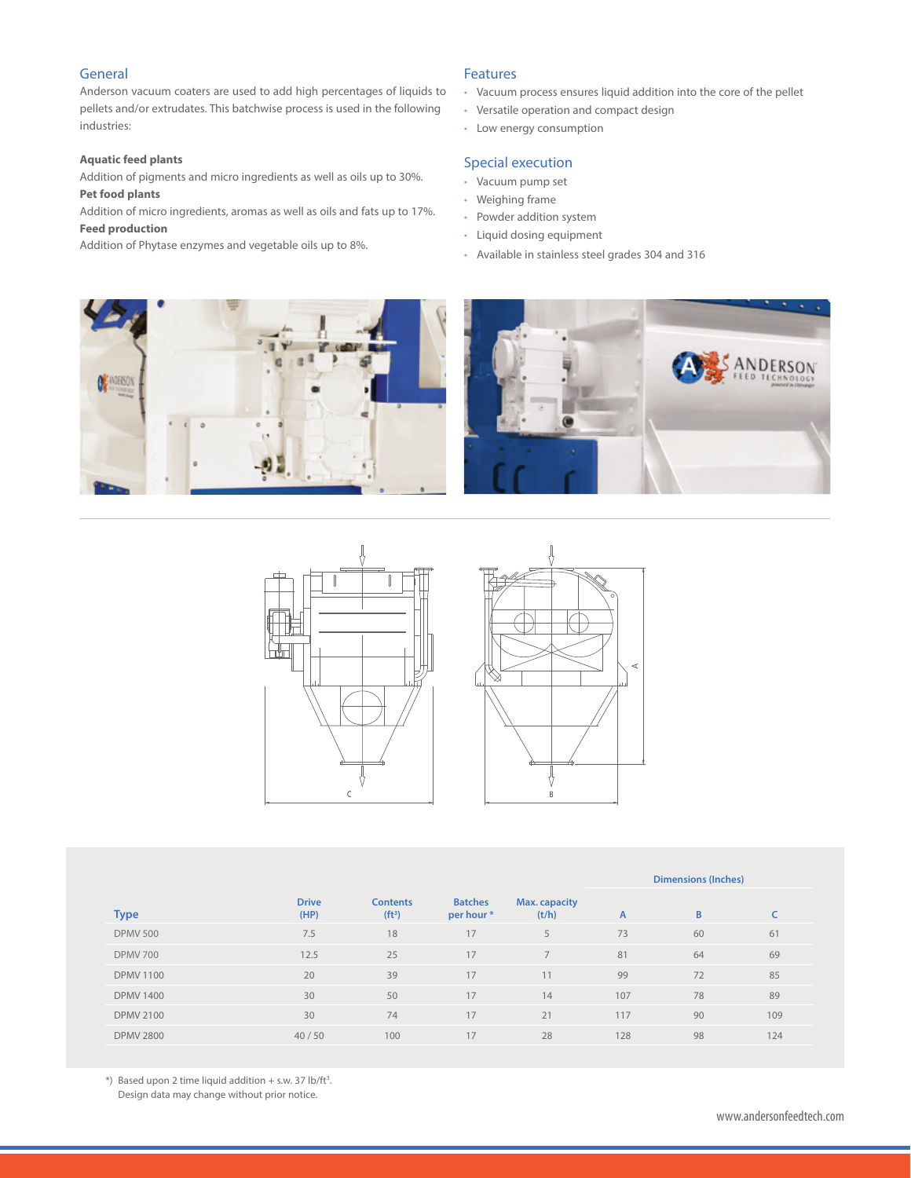## General

Anderson vacuum coaters are used to add high percentages of liquids to pellets and/or extrudates. This batchwise process is used in the following industries:

**Aquatic feed plants**
Addition of pigments and micro ingredients as well as oils up to 30%.
**Pet food plants**
Addition of micro ingredients, aromas as well as oils and fats up to 17%.
**Feed production**
Addition of Phytase enzymes and vegetable oils up to 8%.

## Features

- Vacuum process ensures liquid addition into the core of the pellet
- Versatile operation and compact design
- Low energy consumption

## Special execution

- Vacuum pump set
- Weighing frame
- Powder addition system
- Liquid dosing equipment
- Available in stainless steel grades 304 and 316

| Type | Drive (HP) | Contents ($ft^3$) | Batches per hour * | Max. capacity (t/h) | Dimensions (Inches) A | B | C |
|---|---|---|---|---|---|---|---|
| DPMV 500 | 7.5 | 18 | 17 | 5 | 73 | 60 | 61 |
| DPMV 700 | 12.5 | 25 | 17 | 7 | 81 | 64 | 69 |
| DPMV 1100 | 20 | 39 | 17 | 11 | 99 | 72 | 85 |
| DPMV 1400 | 30 | 50 | 17 | 14 | 107 | 78 | 89 |
| DPMV 2100 | 30 | 74 | 17 | 21 | 117 | 90 | 109 |
| DPMV 2800 | 40 / 50 | 100 | 17 | 28 | 128 | 98 | 124 |

*) Based upon 2 time liquid addition + s.w. 37 lb/$ft^3$.
Design data may change without prior notice.

www.andersonfeedtech.com